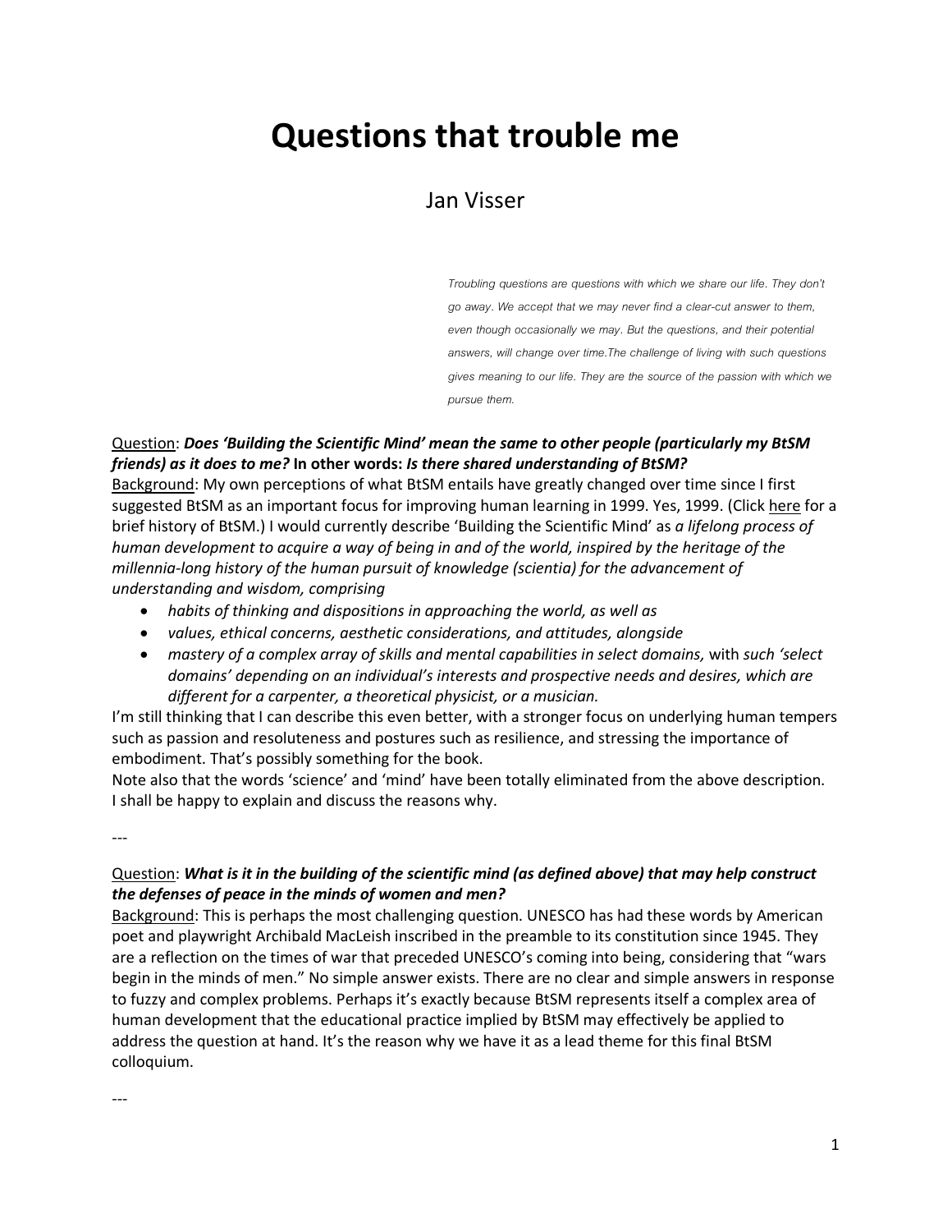# Questions that trouble me

Jan Visser

> *Troubling questions are questions with which we share our life. They don't go away. We accept that we may never find a clear-cut answer to them, even though occasionally we may. But the questions, and their potential answers, will change over time.The challenge of living with such questions gives meaning to our life. They are the source of the passion with which we pursue them.*

Question: ***Does 'Building the Scientific Mind' mean the same to other people (particularly my BtSM friends) as it does to me?*** **In other words:** ***Is there shared understanding of BtSM?***
Background: My own perceptions of what BtSM entails have greatly changed over time since I first suggested BtSM as an important focus for improving human learning in 1999. Yes, 1999. (Click here for a brief history of BtSM.) I would currently describe 'Building the Scientific Mind' as *a lifelong process of human development to acquire a way of being in and of the world, inspired by the heritage of the millennia-long history of the human pursuit of knowledge (scientia) for the advancement of understanding and wisdom, comprising*

- *habits of thinking and dispositions in approaching the world, as well as*
- *values, ethical concerns, aesthetic considerations, and attitudes, alongside*
- *mastery of a complex array of skills and mental capabilities in select domains,* with *such 'select domains' depending on an individual's interests and prospective needs and desires, which are different for a carpenter, a theoretical physicist, or a musician.*

I'm still thinking that I can describe this even better, with a stronger focus on underlying human tempers such as passion and resoluteness and postures such as resilience, and stressing the importance of embodiment. That's possibly something for the book.
Note also that the words 'science' and 'mind' have been totally eliminated from the above description. I shall be happy to explain and discuss the reasons why.

---

Question: ***What is it in the building of the scientific mind (as defined above) that may help construct the defenses of peace in the minds of women and men?***
Background: This is perhaps the most challenging question. UNESCO has had these words by American poet and playwright Archibald MacLeish inscribed in the preamble to its constitution since 1945. They are a reflection on the times of war that preceded UNESCO's coming into being, considering that "wars begin in the minds of men." No simple answer exists. There are no clear and simple answers in response to fuzzy and complex problems. Perhaps it's exactly because BtSM represents itself a complex area of human development that the educational practice implied by BtSM may effectively be applied to address the question at hand. It's the reason why we have it as a lead theme for this final BtSM colloquium.

---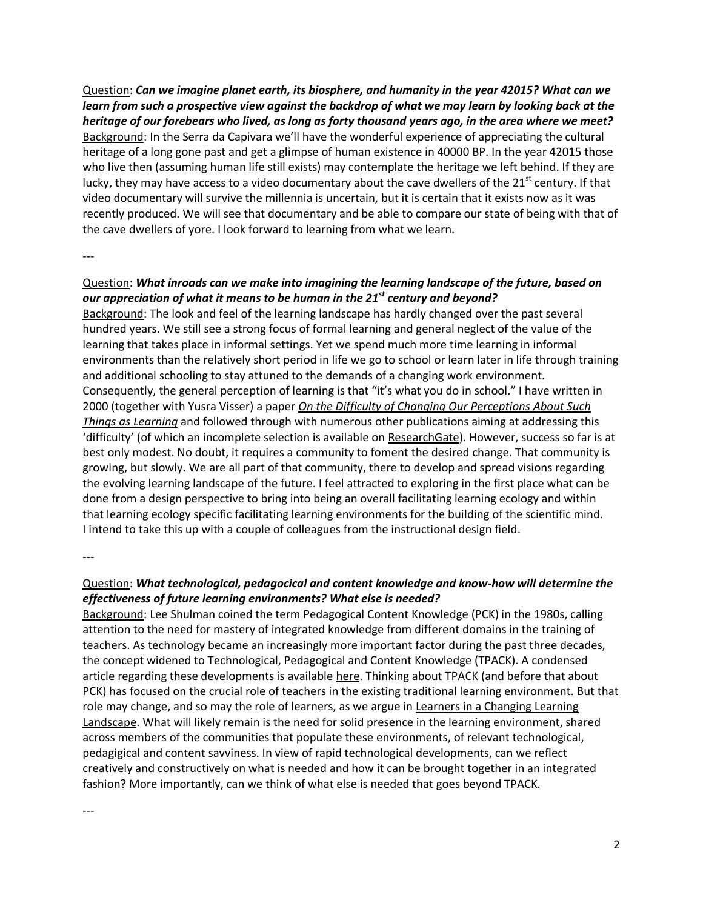Question: ***Can we imagine planet earth, its biosphere, and humanity in the year 42015? What can we learn from such a prospective view against the backdrop of what we may learn by looking back at the heritage of our forebears who lived, as long as forty thousand years ago, in the area where we meet?***
Background: In the Serra da Capivara we'll have the wonderful experience of appreciating the cultural heritage of a long gone past and get a glimpse of human existence in 40000 BP. In the year 42015 those who live then (assuming human life still exists) may contemplate the heritage we left behind. If they are lucky, they may have access to a video documentary about the cave dwellers of the 21st century. If that video documentary will survive the millennia is uncertain, but it is certain that it exists now as it was recently produced. We will see that documentary and be able to compare our state of being with that of the cave dwellers of yore. I look forward to learning from what we learn.

---

Question: ***What inroads can we make into imagining the learning landscape of the future, based on our appreciation of what it means to be human in the 21st century and beyond?***
Background: The look and feel of the learning landscape has hardly changed over the past several hundred years. We still see a strong focus of formal learning and general neglect of the value of the learning that takes place in informal settings. Yet we spend much more time learning in informal environments than the relatively short period in life we go to school or learn later in life through training and additional schooling to stay attuned to the demands of a changing work environment. Consequently, the general perception of learning is that "it's what you do in school." I have written in 2000 (together with Yusra Visser) a paper *On the Difficulty of Changing Our Perceptions About Such Things as Learning* and followed through with numerous other publications aiming at addressing this 'difficulty' (of which an incomplete selection is available on ResearchGate). However, success so far is at best only modest. No doubt, it requires a community to foment the desired change. That community is growing, but slowly. We are all part of that community, there to develop and spread visions regarding the evolving learning landscape of the future. I feel attracted to exploring in the first place what can be done from a design perspective to bring into being an overall facilitating learning ecology and within that learning ecology specific facilitating learning environments for the building of the scientific mind. I intend to take this up with a couple of colleagues from the instructional design field.

---

Question: ***What technological, pedagocical and content knowledge and know-how will determine the effectiveness of future learning environments? What else is needed?***
Background: Lee Shulman coined the term Pedagogical Content Knowledge (PCK) in the 1980s, calling attention to the need for mastery of integrated knowledge from different domains in the training of teachers. As technology became an increasingly more important factor during the past three decades, the concept widened to Technological, Pedagogical and Content Knowledge (TPACK). A condensed article regarding these developments is available here. Thinking about TPACK (and before that about PCK) has focused on the crucial role of teachers in the existing traditional learning environment. But that role may change, and so may the role of learners, as we argue in Learners in a Changing Learning Landscape. What will likely remain is the need for solid presence in the learning environment, shared across members of the communities that populate these environments, of relevant technological, pedagigical and content savviness. In view of rapid technological developments, can we reflect creatively and constructively on what is needed and how it can be brought together in an integrated fashion? More importantly, can we think of what else is needed that goes beyond TPACK.

---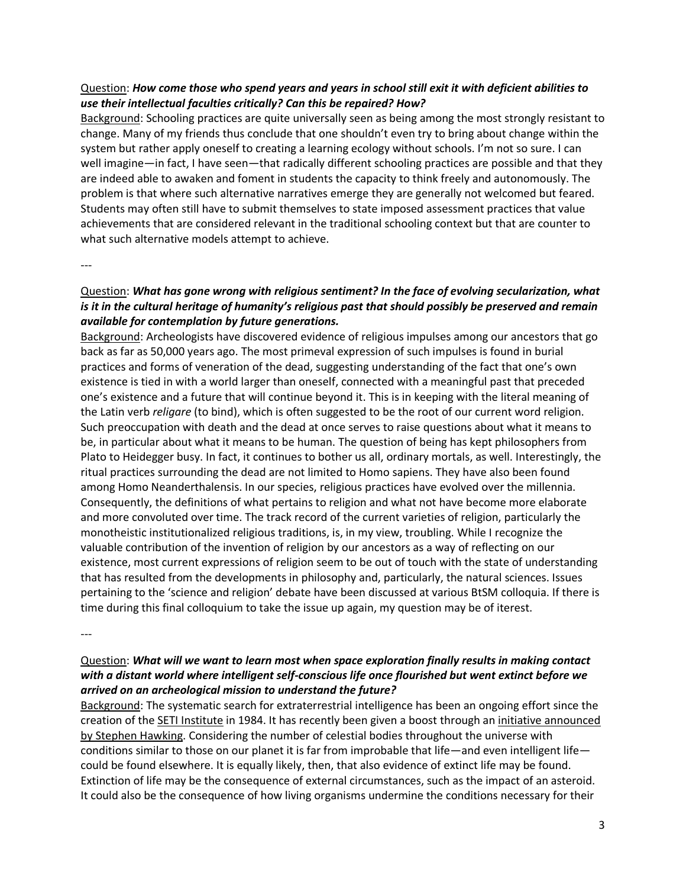Question: ***How come those who spend years and years in school still exit it with deficient abilities to use their intellectual faculties critically? Can this be repaired? How?***

Background: Schooling practices are quite universally seen as being among the most strongly resistant to change. Many of my friends thus conclude that one shouldn't even try to bring about change within the system but rather apply oneself to creating a learning ecology without schools. I'm not so sure. I can well imagine—in fact, I have seen—that radically different schooling practices are possible and that they are indeed able to awaken and foment in students the capacity to think freely and autonomously. The problem is that where such alternative narratives emerge they are generally not welcomed but feared. Students may often still have to submit themselves to state imposed assessment practices that value achievements that are considered relevant in the traditional schooling context but that are counter to what such alternative models attempt to achieve.

---

Question: ***What has gone wrong with religious sentiment? In the face of evolving secularization, what is it in the cultural heritage of humanity's religious past that should possibly be preserved and remain available for contemplation by future generations.***

Background: Archeologists have discovered evidence of religious impulses among our ancestors that go back as far as 50,000 years ago. The most primeval expression of such impulses is found in burial practices and forms of veneration of the dead, suggesting understanding of the fact that one's own existence is tied in with a world larger than oneself, connected with a meaningful past that preceded one's existence and a future that will continue beyond it. This is in keeping with the literal meaning of the Latin verb *religare* (to bind), which is often suggested to be the root of our current word religion. Such preoccupation with death and the dead at once serves to raise questions about what it means to be, in particular about what it means to be human. The question of being has kept philosophers from Plato to Heidegger busy. In fact, it continues to bother us all, ordinary mortals, as well. Interestingly, the ritual practices surrounding the dead are not limited to Homo sapiens. They have also been found among Homo Neanderthalensis. In our species, religious practices have evolved over the millennia. Consequently, the definitions of what pertains to religion and what not have become more elaborate and more convoluted over time. The track record of the current varieties of religion, particularly the monotheistic institutionalized religious traditions, is, in my view, troubling. While I recognize the valuable contribution of the invention of religion by our ancestors as a way of reflecting on our existence, most current expressions of religion seem to be out of touch with the state of understanding that has resulted from the developments in philosophy and, particularly, the natural sciences. Issues pertaining to the 'science and religion' debate have been discussed at various BtSM colloquia. If there is time during this final colloquium to take the issue up again, my question may be of iterest.

---

Question: ***What will we want to learn most when space exploration finally results in making contact with a distant world where intelligent self-conscious life once flourished but went extinct before we arrived on an archeological mission to understand the future?***

Background: The systematic search for extraterrestrial intelligence has been an ongoing effort since the creation of the SETI Institute in 1984. It has recently been given a boost through an initiative announced by Stephen Hawking. Considering the number of celestial bodies throughout the universe with conditions similar to those on our planet it is far from improbable that life—and even intelligent life—could be found elsewhere. It is equally likely, then, that also evidence of extinct life may be found. Extinction of life may be the consequence of external circumstances, such as the impact of an asteroid. It could also be the consequence of how living organisms undermine the conditions necessary for their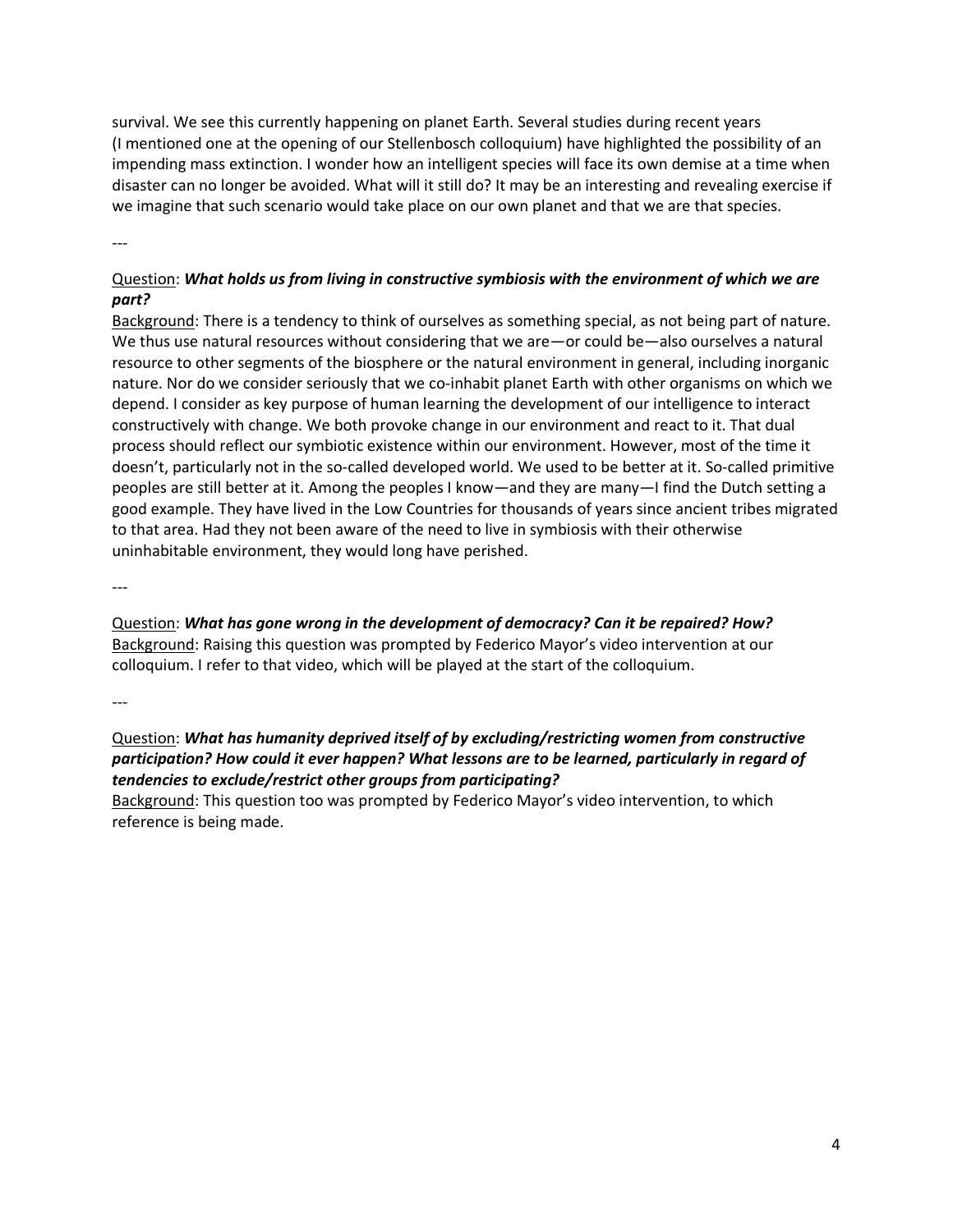survival. We see this currently happening on planet Earth. Several studies during recent years (I mentioned one at the opening of our Stellenbosch colloquium) have highlighted the possibility of an impending mass extinction. I wonder how an intelligent species will face its own demise at a time when disaster can no longer be avoided. What will it still do? It may be an interesting and revealing exercise if we imagine that such scenario would take place on our own planet and that we are that species.

---

Question: ***What holds us from living in constructive symbiosis with the environment of which we are part?***
Background: There is a tendency to think of ourselves as something special, as not being part of nature. We thus use natural resources without considering that we are—or could be—also ourselves a natural resource to other segments of the biosphere or the natural environment in general, including inorganic nature. Nor do we consider seriously that we co-inhabit planet Earth with other organisms on which we depend. I consider as key purpose of human learning the development of our intelligence to interact constructively with change. We both provoke change in our environment and react to it. That dual process should reflect our symbiotic existence within our environment. However, most of the time it doesn't, particularly not in the so-called developed world. We used to be better at it. So-called primitive peoples are still better at it. Among the peoples I know—and they are many—I find the Dutch setting a good example. They have lived in the Low Countries for thousands of years since ancient tribes migrated to that area. Had they not been aware of the need to live in symbiosis with their otherwise uninhabitable environment, they would long have perished.

---

Question: ***What has gone wrong in the development of democracy? Can it be repaired? How?***
Background: Raising this question was prompted by Federico Mayor's video intervention at our colloquium. I refer to that video, which will be played at the start of the colloquium.

---

Question: ***What has humanity deprived itself of by excluding/restricting women from constructive participation? How could it ever happen? What lessons are to be learned, particularly in regard of tendencies to exclude/restrict other groups from participating?***
Background: This question too was prompted by Federico Mayor's video intervention, to which reference is being made.